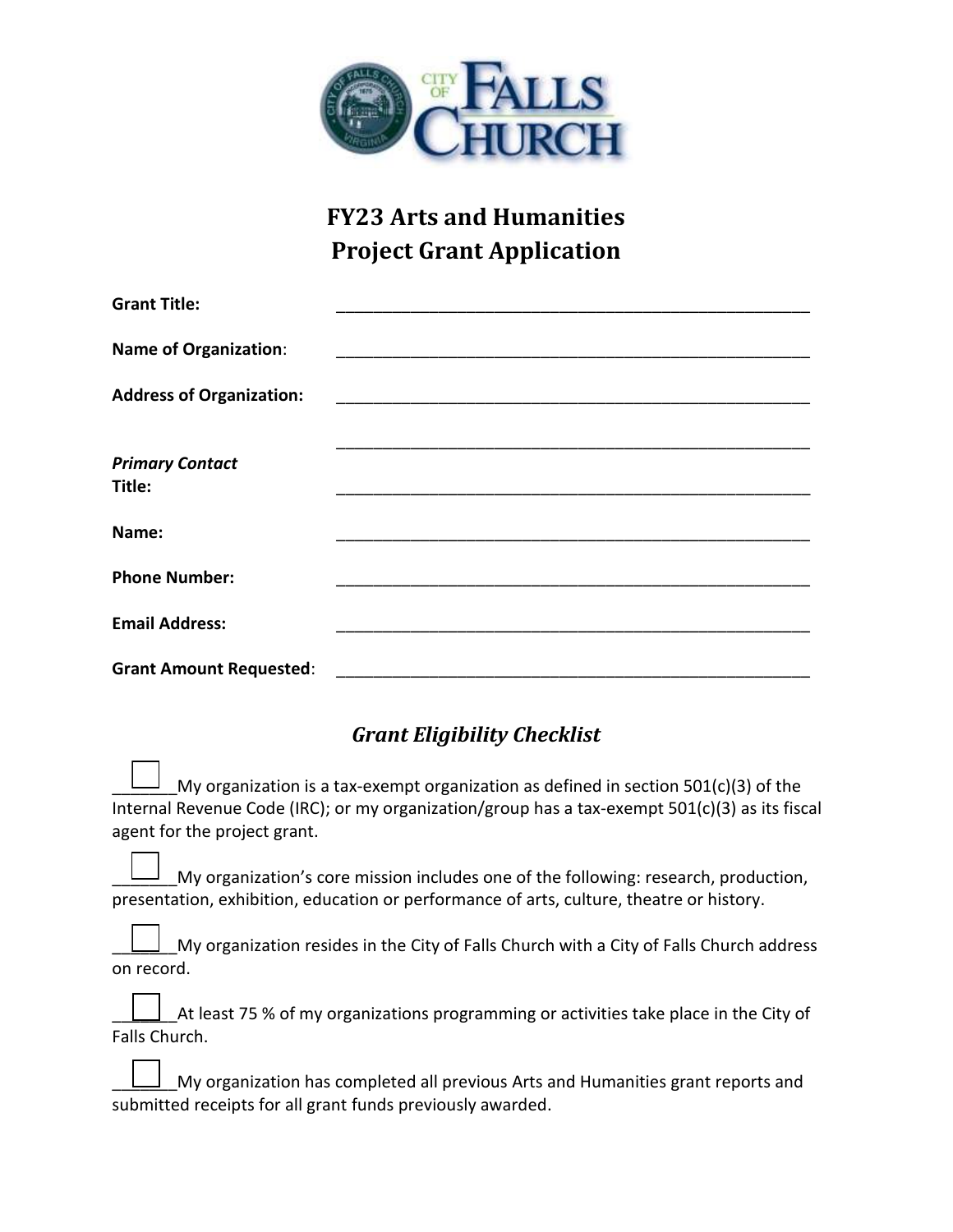# FY23 Arts and Humanities Project Grant Application

**Grant Title:** ______________________________________________________

**Name of Organization**: ______________________________________________________

**Address of Organization:** ______________________________________________________

______________________________________________________

***Primary Contact***

**Title:** ______________________________________________________

**Name:** ______________________________________________________

**Phone Number:** ______________________________________________________

**Email Address:** ______________________________________________________

**Grant Amount Requested**: ______________________________________________________

## *Grant Eligibility Checklist*

☐ My organization is a tax-exempt organization as defined in section 501(c)(3) of the Internal Revenue Code (IRC); or my organization/group has a tax-exempt 501(c)(3) as its fiscal agent for the project grant.

☐ My organization's core mission includes one of the following: research, production, presentation, exhibition, education or performance of arts, culture, theatre or history.

☐ My organization resides in the City of Falls Church with a City of Falls Church address on record.

☐ At least 75 % of my organizations programming or activities take place in the City of Falls Church.

☐ My organization has completed all previous Arts and Humanities grant reports and submitted receipts for all grant funds previously awarded.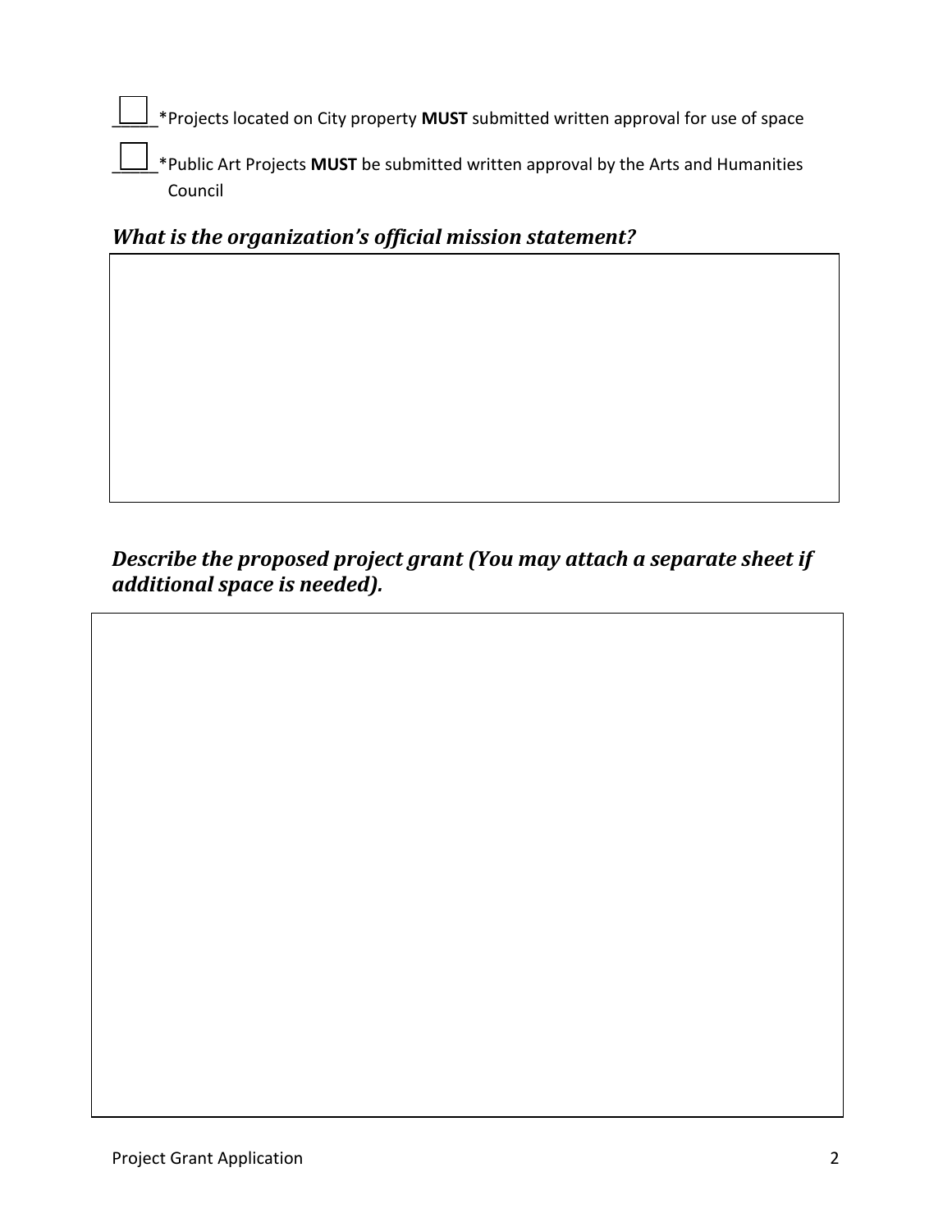- [ ] *Projects located on City property **MUST** submitted written approval for use of space
- [ ] *Public Art Projects **MUST** be submitted written approval by the Arts and Humanities Council

### ***What is the organization's official mission statement?***

### ***Describe the proposed project grant (You may attach a separate sheet if additional space is needed).***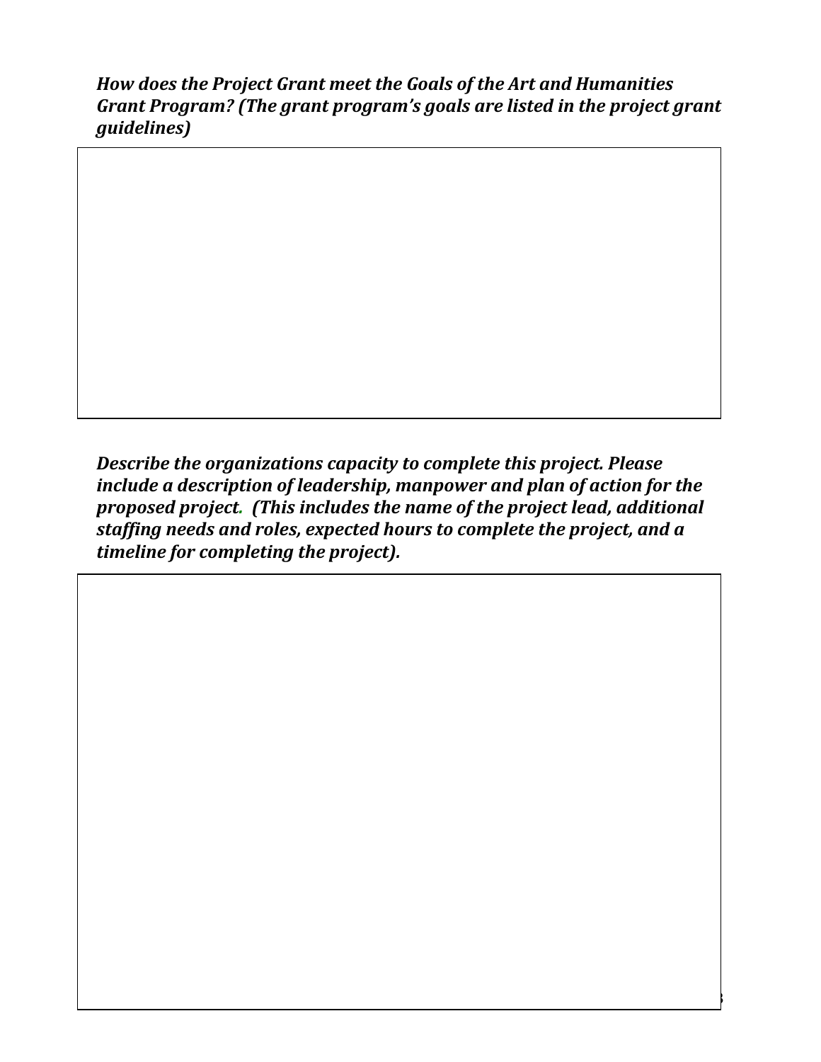***How does the Project Grant meet the Goals of the Art and Humanities Grant Program? (The grant program's goals are listed in the project grant guidelines)***

***Describe the organizations capacity to complete this project. Please include a description of leadership, manpower and plan of action for the proposed project. (This includes the name of the project lead, additional staffing needs and roles, expected hours to complete the project, and a timeline for completing the project).***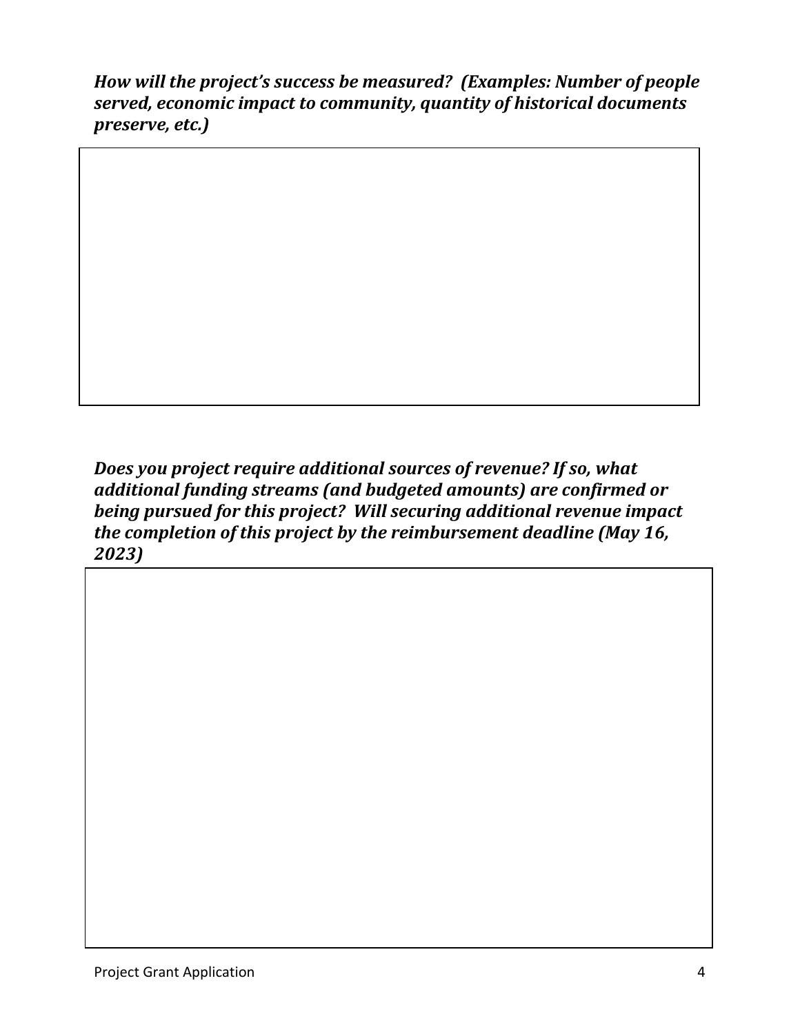***How will the project's success be measured? (Examples: Number of people served, economic impact to community, quantity of historical documents preserve, etc.)***

***Does you project require additional sources of revenue? If so, what additional funding streams (and budgeted amounts) are confirmed or being pursued for this project? Will securing additional revenue impact the completion of this project by the reimbursement deadline (May 16, 2023)***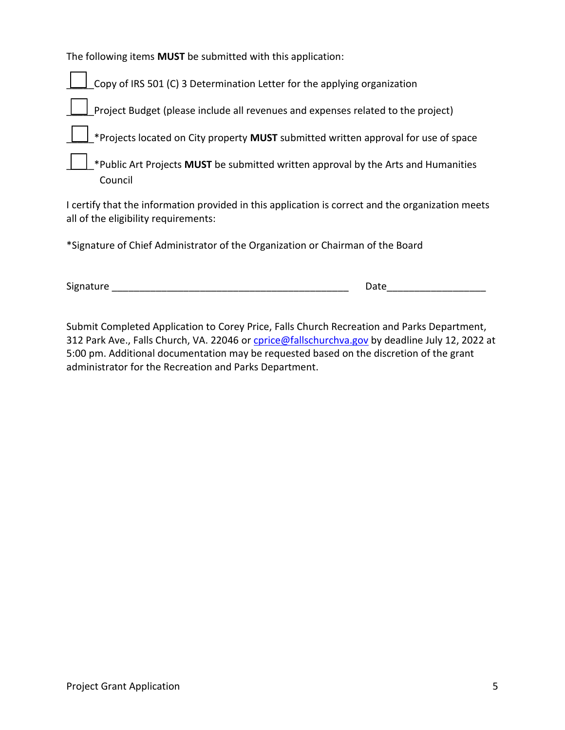The following items **MUST** be submitted with this application:

- [ ] Copy of IRS 501 (C) 3 Determination Letter for the applying organization
- [ ] Project Budget (please include all revenues and expenses related to the project)
- [ ] *Projects located on City property **MUST** submitted written approval for use of space
- [ ] *Public Art Projects **MUST** be submitted written approval by the Arts and Humanities Council

I certify that the information provided in this application is correct and the organization meets all of the eligibility requirements:

*Signature of Chief Administrator of the Organization or Chairman of the Board

Signature _____________________________________________ Date__________________

Submit Completed Application to Corey Price, Falls Church Recreation and Parks Department, 312 Park Ave., Falls Church, VA. 22046 or cprice@fallschurchva.gov by deadline July 12, 2022 at 5:00 pm. Additional documentation may be requested based on the discretion of the grant administrator for the Recreation and Parks Department.